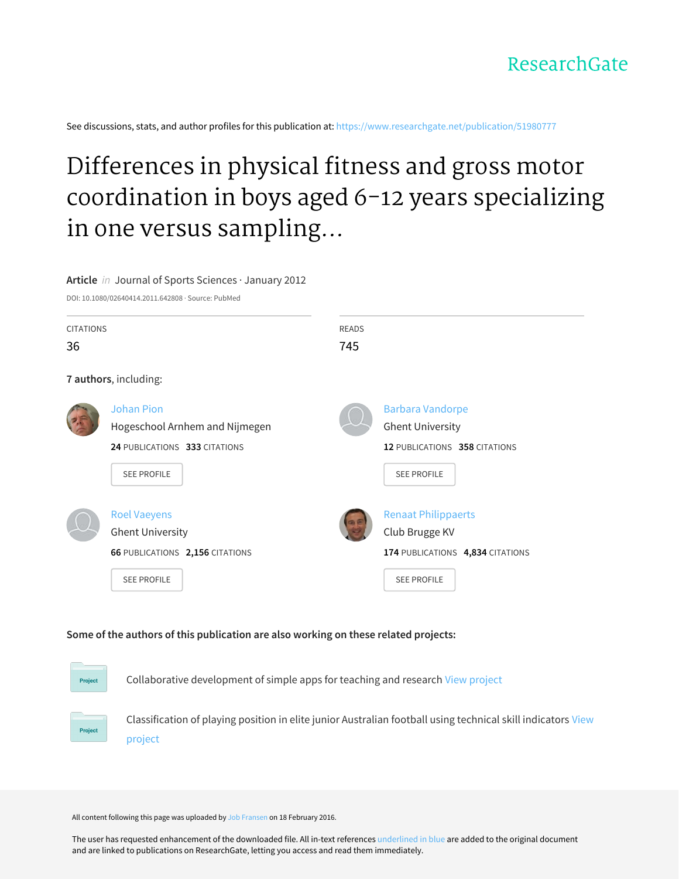ResearchGate

See discussions, stats, and author profiles for this publication at: https://www.researchgate.net/publication/51980777

# Differences in physical fitness and gross motor coordination in boys aged 6-12 years specializing in one versus sampling...

**Article** *in* Journal of Sports Sciences · January 2012

DOI: 10.1080/02640414.2011.642808 · Source: PubMed

CITATIONS
36

READS
745

**7 authors**, including:

Johan Pion
Hogeschool Arnhem and Nijmegen
**24** PUBLICATIONS **333** CITATIONS
SEE PROFILE

Barbara Vandorpe
Ghent University
**12** PUBLICATIONS **358** CITATIONS
SEE PROFILE

Roel Vaeyens
Ghent University
**66** PUBLICATIONS **2,156** CITATIONS
SEE PROFILE

Renaat Philippaerts
Club Brugge KV
**174** PUBLICATIONS **4,834** CITATIONS
SEE PROFILE

**Some of the authors of this publication are also working on these related projects:**

Project: Collaborative development of simple apps for teaching and research View project

Project: Classification of playing position in elite junior Australian football using technical skill indicators View project

All content following this page was uploaded by Job Fransen on 18 February 2016.

The user has requested enhancement of the downloaded file. All in-text references underlined in blue are added to the original document and are linked to publications on ResearchGate, letting you access and read them immediately.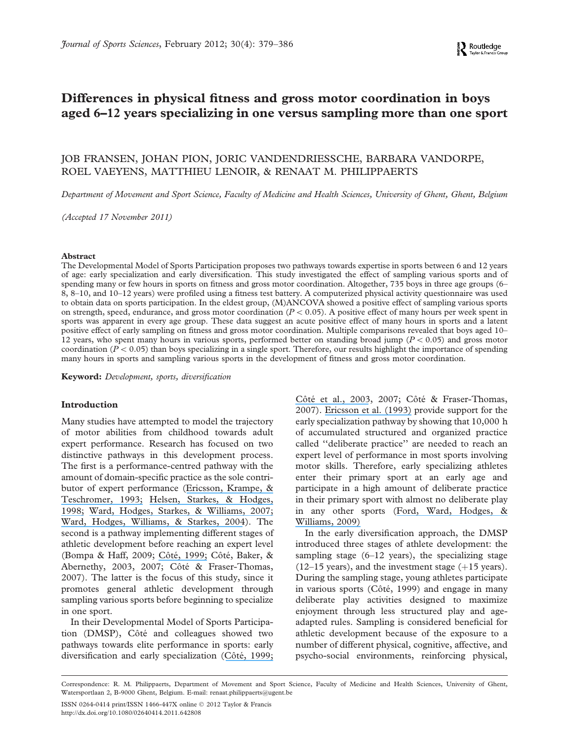# Differences in physical fitness and gross motor coordination in boys aged 6–12 years specializing in one versus sampling more than one sport

JOB FRANSEN, JOHAN PION, JORIC VANDENDRIESSCHE, BARBARA VANDORPE, ROEL VAEYENS, MATTHIEU LENOIR, & RENAAT M. PHILIPPAERTS

*Department of Movement and Sport Science, Faculty of Medicine and Health Sciences, University of Ghent, Ghent, Belgium*

*(Accepted 17 November 2011)*

## Abstract

The Developmental Model of Sports Participation proposes two pathways towards expertise in sports between 6 and 12 years of age: early specialization and early diversification. This study investigated the effect of sampling various sports and of spending many or few hours in sports on fitness and gross motor coordination. Altogether, 735 boys in three age groups (6–8, 8–10, and 10–12 years) were profiled using a fitness test battery. A computerized physical activity questionnaire was used to obtain data on sports participation. In the eldest group, (M)ANCOVA showed a positive effect of sampling various sports on strength, speed, endurance, and gross motor coordination ($P < 0.05$). A positive effect of many hours per week spent in sports was apparent in every age group. These data suggest an acute positive effect of many hours in sports and a latent positive effect of early sampling on fitness and gross motor coordination. Multiple comparisons revealed that boys aged 10–12 years, who spent many hours in various sports, performed better on standing broad jump ($P < 0.05$) and gross motor coordination ($P < 0.05$) than boys specializing in a single sport. Therefore, our results highlight the importance of spending many hours in sports and sampling various sports in the development of fitness and gross motor coordination.

**Keyword:** *Development, sports, diversification*

## Introduction

Many studies have attempted to model the trajectory of motor abilities from childhood towards adult expert performance. Research has focused on two distinctive pathways in this development process. The first is a performance-centred pathway with the amount of domain-specific practice as the sole contributor of expert performance (Ericsson, Krampe, & Teschromer, 1993; Helsen, Starkes, & Hodges, 1998; Ward, Hodges, Starkes, & Williams, 2007; Ward, Hodges, Williams, & Starkes, 2004). The second is a pathway implementing different stages of athletic development before reaching an expert level (Bompa & Haff, 2009; Côté, 1999; Côté, Baker, & Abernethy, 2003, 2007; Côté & Fraser-Thomas, 2007). The latter is the focus of this study, since it promotes general athletic development through sampling various sports before beginning to specialize in one sport.

In their Developmental Model of Sports Participation (DMSP), Côté and colleagues showed two pathways towards elite performance in sports: early diversification and early specialization (Côté, 1999; Côté et al., 2003, 2007; Côté & Fraser-Thomas, 2007). Ericsson et al. (1993) provide support for the early specialization pathway by showing that 10,000 h of accumulated structured and organized practice called ''deliberate practice'' are needed to reach an expert level of performance in most sports involving motor skills. Therefore, early specializing athletes enter their primary sport at an early age and participate in a high amount of deliberate practice in their primary sport with almost no deliberate play in any other sports (Ford, Ward, Hodges, & Williams, 2009)

In the early diversification approach, the DMSP introduced three stages of athlete development: the sampling stage (6–12 years), the specializing stage (12–15 years), and the investment stage (+15 years). During the sampling stage, young athletes participate in various sports (Côté, 1999) and engage in many deliberate play activities designed to maximize enjoyment through less structured play and age-adapted rules. Sampling is considered beneficial for athletic development because of the exposure to a number of different physical, cognitive, affective, and psycho-social environments, reinforcing physical,

Correspondence: R. M. Philippaerts, Department of Movement and Sport Science, Faculty of Medicine and Health Sciences, University of Ghent, Watersportlaan 2, B-9000 Ghent, Belgium. E-mail: renaat.philippaerts@ugent.be

ISSN 0264-0414 print/ISSN 1466-447X online © 2012 Taylor & Francis
http://dx.doi.org/10.1080/02640414.2011.642808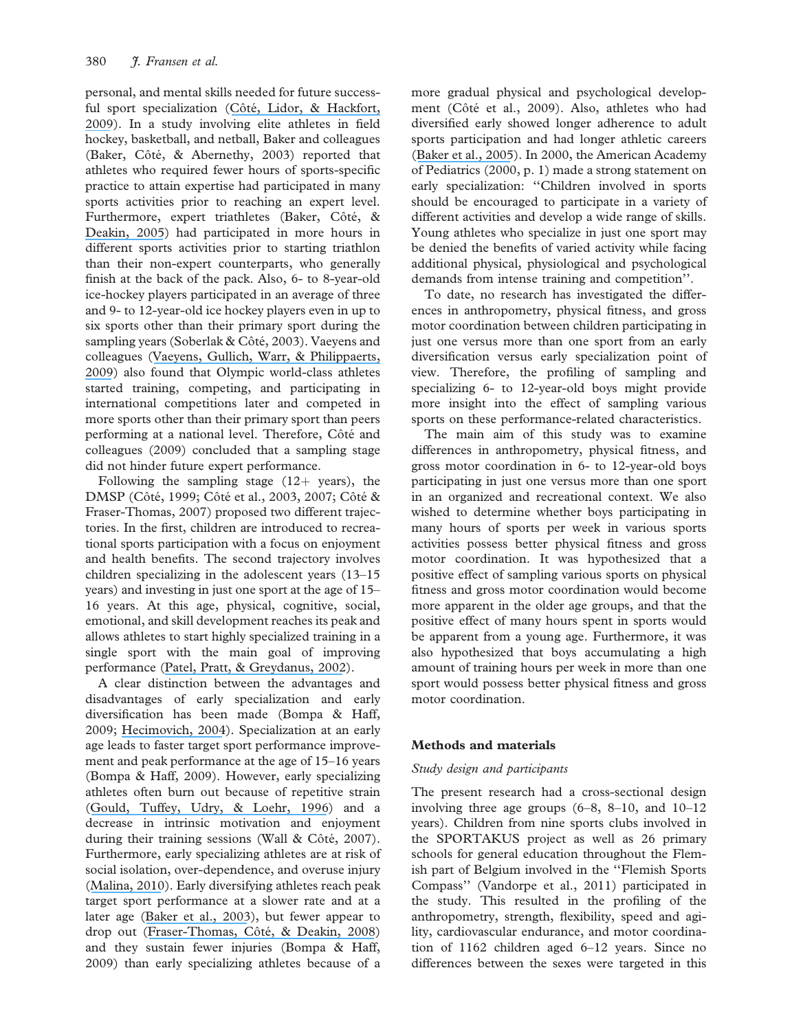personal, and mental skills needed for future successful sport specialization (Côté, Lidor, & Hackfort, 2009). In a study involving elite athletes in field hockey, basketball, and netball, Baker and colleagues (Baker, Côté, & Abernethy, 2003) reported that athletes who required fewer hours of sports-specific practice to attain expertise had participated in many sports activities prior to reaching an expert level. Furthermore, expert triathletes (Baker, Côté, & Deakin, 2005) had participated in more hours in different sports activities prior to starting triathlon than their non-expert counterparts, who generally finish at the back of the pack. Also, 6- to 8-year-old ice-hockey players participated in an average of three and 9- to 12-year-old ice hockey players even in up to six sports other than their primary sport during the sampling years (Soberlak & Côté, 2003). Vaeyens and colleagues (Vaeyens, Gullich, Warr, & Philippaerts, 2009) also found that Olympic world-class athletes started training, competing, and participating in international competitions later and competed in more sports other than their primary sport than peers performing at a national level. Therefore, Côté and colleagues (2009) concluded that a sampling stage did not hinder future expert performance.

Following the sampling stage (12+ years), the DMSP (Côté, 1999; Côté et al., 2003, 2007; Côté & Fraser-Thomas, 2007) proposed two different trajectories. In the first, children are introduced to recreational sports participation with a focus on enjoyment and health benefits. The second trajectory involves children specializing in the adolescent years (13–15 years) and investing in just one sport at the age of 15–16 years. At this age, physical, cognitive, social, emotional, and skill development reaches its peak and allows athletes to start highly specialized training in a single sport with the main goal of improving performance (Patel, Pratt, & Greydanus, 2002).

A clear distinction between the advantages and disadvantages of early specialization and early diversification has been made (Bompa & Haff, 2009; Hecimovich, 2004). Specialization at an early age leads to faster target sport performance improvement and peak performance at the age of 15–16 years (Bompa & Haff, 2009). However, early specializing athletes often burn out because of repetitive strain (Gould, Tuffey, Udry, & Loehr, 1996) and a decrease in intrinsic motivation and enjoyment during their training sessions (Wall & Côté, 2007). Furthermore, early specializing athletes are at risk of social isolation, over-dependence, and overuse injury (Malina, 2010). Early diversifying athletes reach peak target sport performance at a slower rate and at a later age (Baker et al., 2003), but fewer appear to drop out (Fraser-Thomas, Côté, & Deakin, 2008) and they sustain fewer injuries (Bompa & Haff, 2009) than early specializing athletes because of a more gradual physical and psychological development (Côté et al., 2009). Also, athletes who had diversified early showed longer adherence to adult sports participation and had longer athletic careers (Baker et al., 2005). In 2000, the American Academy of Pediatrics (2000, p. 1) made a strong statement on early specialization: "Children involved in sports should be encouraged to participate in a variety of different activities and develop a wide range of skills. Young athletes who specialize in just one sport may be denied the benefits of varied activity while facing additional physical, physiological and psychological demands from intense training and competition".

To date, no research has investigated the differences in anthropometry, physical fitness, and gross motor coordination between children participating in just one versus more than one sport from an early diversification versus early specialization point of view. Therefore, the profiling of sampling and specializing 6- to 12-year-old boys might provide more insight into the effect of sampling various sports on these performance-related characteristics.

The main aim of this study was to examine differences in anthropometry, physical fitness, and gross motor coordination in 6- to 12-year-old boys participating in just one versus more than one sport in an organized and recreational context. We also wished to determine whether boys participating in many hours of sports per week in various sports activities possess better physical fitness and gross motor coordination. It was hypothesized that a positive effect of sampling various sports on physical fitness and gross motor coordination would become more apparent in the older age groups, and that the positive effect of many hours spent in sports would be apparent from a young age. Furthermore, it was also hypothesized that boys accumulating a high amount of training hours per week in more than one sport would possess better physical fitness and gross motor coordination.

## Methods and materials

### *Study design and participants*

The present research had a cross-sectional design involving three age groups (6–8, 8–10, and 10–12 years). Children from nine sports clubs involved in the SPORTAKUS project as well as 26 primary schools for general education throughout the Flemish part of Belgium involved in the "Flemish Sports Compass" (Vandorpe et al., 2011) participated in the study. This resulted in the profiling of the anthropometry, strength, flexibility, speed and agility, cardiovascular endurance, and motor coordination of 1162 children aged 6–12 years. Since no differences between the sexes were targeted in this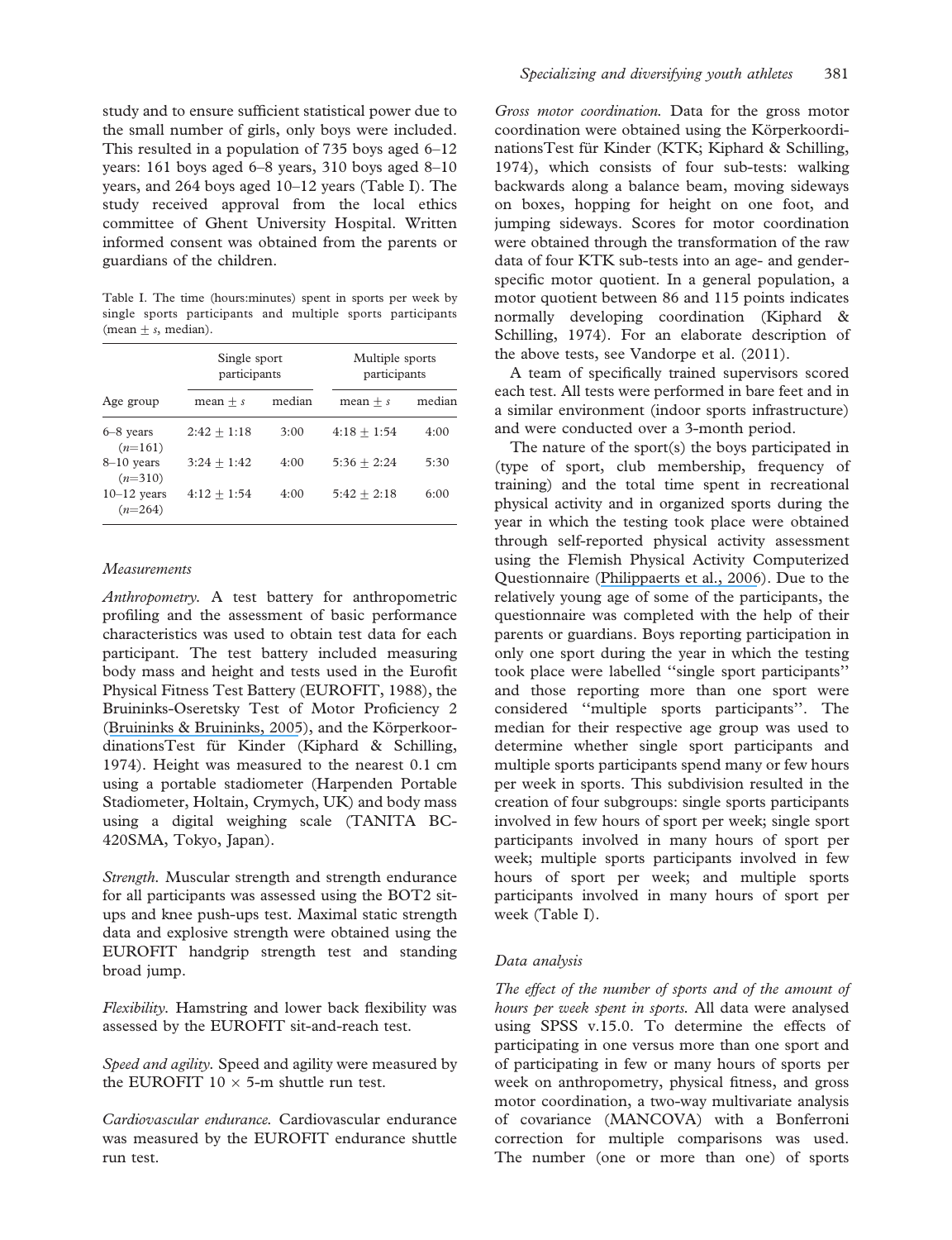study and to ensure sufficient statistical power due to the small number of girls, only boys were included. This resulted in a population of 735 boys aged 6–12 years: 161 boys aged 6–8 years, 310 boys aged 8–10 years, and 264 boys aged 10–12 years (Table I). The study received approval from the local ethics committee of Ghent University Hospital. Written informed consent was obtained from the parents or guardians of the children.

Table I. The time (hours:minutes) spent in sports per week by single sports participants and multiple sports participants (mean $\pm$ $s$, median).

| | Single sport participants | | Multiple sports participants | |
|---|---|---|---|---|
| Age group | mean $\pm$ $s$ | median | mean $\pm$ $s$ | median |
| 6–8 years ($n$=161) | 2:42 $\pm$ 1:18 | 3:00 | 4:18 $\pm$ 1:54 | 4:00 |
| 8–10 years ($n$=310) | 3:24 $\pm$ 1:42 | 4:00 | 5:36 $\pm$ 2:24 | 5:30 |
| 10–12 years ($n$=264) | 4:12 $\pm$ 1:54 | 4:00 | 5:42 $\pm$ 2:18 | 6:00 |

### Measurements

*Anthropometry.* A test battery for anthropometric profiling and the assessment of basic performance characteristics was used to obtain test data for each participant. The test battery included measuring body mass and height and tests used in the Eurofit Physical Fitness Test Battery (EUROFIT, 1988), the Bruininks-Oseretsky Test of Motor Proficiency 2 (Bruininks & Bruininks, 2005), and the Körperkoordinations­Test für Kinder (Kiphard & Schilling, 1974). Height was measured to the nearest 0.1 cm using a portable stadiometer (Harpenden Portable Stadiometer, Holtain, Crymych, UK) and body mass using a digital weighing scale (TANITA BC-420SMA, Tokyo, Japan).

*Strength.* Muscular strength and strength endurance for all participants was assessed using the BOT2 sit-ups and knee push-ups test. Maximal static strength data and explosive strength were obtained using the EUROFIT handgrip strength test and standing broad jump.

*Flexibility.* Hamstring and lower back flexibility was assessed by the EUROFIT sit-and-reach test.

*Speed and agility.* Speed and agility were measured by the EUROFIT 10 $\times$ 5-m shuttle run test.

*Cardiovascular endurance.* Cardiovascular endurance was measured by the EUROFIT endurance shuttle run test.

*Gross motor coordination.* Data for the gross motor coordination were obtained using the Körperkoordi­nationsTest für Kinder (KTK; Kiphard & Schilling, 1974), which consists of four sub-tests: walking backwards along a balance beam, moving sideways on boxes, hopping for height on one foot, and jumping sideways. Scores for motor coordination were obtained through the transformation of the raw data of four KTK sub-tests into an age- and gender-specific motor quotient. In a general population, a motor quotient between 86 and 115 points indicates normally developing coordination (Kiphard & Schilling, 1974). For an elaborate description of the above tests, see Vandorpe et al. (2011).

A team of specifically trained supervisors scored each test. All tests were performed in bare feet and in a similar environment (indoor sports infrastructure) and were conducted over a 3-month period.

The nature of the sport(s) the boys participated in (type of sport, club membership, frequency of training) and the total time spent in recreational physical activity and in organized sports during the year in which the testing took place were obtained through self-reported physical activity assessment using the Flemish Physical Activity Computerized Questionnaire (Philippaerts et al., 2006). Due to the relatively young age of some of the participants, the questionnaire was completed with the help of their parents or guardians. Boys reporting participation in only one sport during the year in which the testing took place were labelled "single sport participants" and those reporting more than one sport were considered "multiple sports participants". The median for their respective age group was used to determine whether single sport participants and multiple sports participants spend many or few hours per week in sports. This subdivision resulted in the creation of four subgroups: single sports participants involved in few hours of sport per week; single sport participants involved in many hours of sport per week; multiple sports participants involved in few hours of sport per week; and multiple sports participants involved in many hours of sport per week (Table I).

### Data analysis

*The effect of the number of sports and of the amount of hours per week spent in sports.* All data were analysed using SPSS v.15.0. To determine the effects of participating in one versus more than one sport and of participating in few or many hours of sports per week on anthropometry, physical fitness, and gross motor coordination, a two-way multivariate analysis of covariance (MANCOVA) with a Bonferroni correction for multiple comparisons was used. The number (one or more than one) of sports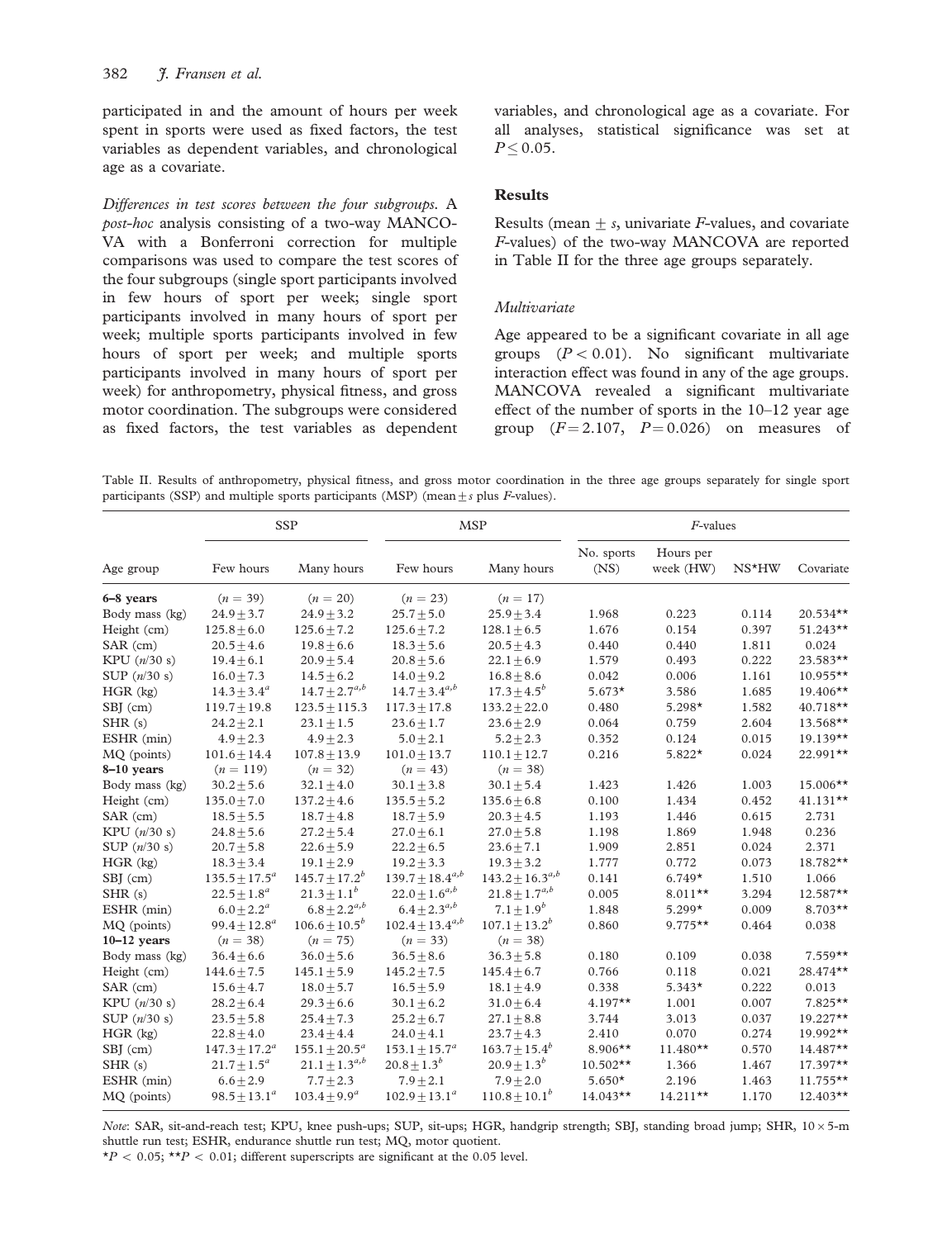participated in and the amount of hours per week spent in sports were used as fixed factors, the test variables as dependent variables, and chronological age as a covariate.

*Differences in test scores between the four subgroups.* A *post-hoc* analysis consisting of a two-way MANCOVA with a Bonferroni correction for multiple comparisons was used to compare the test scores of the four subgroups (single sport participants involved in few hours of sport per week; single sport participants involved in many hours of sport per week; multiple sports participants involved in few hours of sport per week; and multiple sports participants involved in many hours of sport per week) for anthropometry, physical fitness, and gross motor coordination. The subgroups were considered as fixed factors, the test variables as dependent variables, and chronological age as a covariate. For all analyses, statistical significance was set at $P \leq 0.05$.

## Results

Results (mean $\pm$ *s*, univariate *F*-values, and covariate *F*-values) of the two-way MANCOVA are reported in Table II for the three age groups separately.

### *Multivariate*

Age appeared to be a significant covariate in all age groups ($P < 0.01$). No significant multivariate interaction effect was found in any of the age groups. MANCOVA revealed a significant multivariate effect of the number of sports in the 10–12 year age group ($F = 2.107$, $P = 0.026$) on measures of

Table II. Results of anthropometry, physical fitness, and gross motor coordination in the three age groups separately for single sport participants (SSP) and multiple sports participants (MSP) (mean $\pm$ *s* plus *F*-values).

| | SSP | | MSP | | *F*-values | | | |
|---|---|---|---|---|---|---|---|---|
| Age group | Few hours | Many hours | Few hours | Many hours | No. sports (NS) | Hours per week (HW) | NS*HW | Covariate |
| **6–8 years** | ($n = 39$) | ($n = 20$) | ($n = 23$) | ($n = 17$) | | | | |
| Body mass (kg) | $24.9 \pm 3.7$ | $24.9 \pm 3.2$ | $25.7 \pm 5.0$ | $25.9 \pm 3.4$ | 1.968 | 0.223 | 0.114 | 20.534** |
| Height (cm) | $125.8 \pm 6.0$ | $125.6 \pm 7.2$ | $125.6 \pm 7.2$ | $128.1 \pm 6.5$ | 1.676 | 0.154 | 0.397 | 51.243** |
| SAR (cm) | $20.5 \pm 4.6$ | $19.8 \pm 6.6$ | $18.3 \pm 5.6$ | $20.5 \pm 4.3$ | 0.440 | 0.440 | 1.811 | 0.024 |
| KPU (*n*/30 s) | $19.4 \pm 6.1$ | $20.9 \pm 5.4$ | $20.8 \pm 5.6$ | $22.1 \pm 6.9$ | 1.579 | 0.493 | 0.222 | 23.583** |
| SUP (*n*/30 s) | $16.0 \pm 7.3$ | $14.5 \pm 6.2$ | $14.0 \pm 9.2$ | $16.8 \pm 8.6$ | 0.042 | 0.006 | 1.161 | 10.955** |
| HGR (kg) | $14.3 \pm 3.4^{a}$ | $14.7 \pm 2.7^{a,b}$ | $14.7 \pm 3.4^{a,b}$ | $17.3 \pm 4.5^{b}$ | 5.673* | 3.586 | 1.685 | 19.406** |
| SBJ (cm) | $119.7 \pm 19.8$ | $123.5 \pm 115.3$ | $117.3 \pm 17.8$ | $133.2 \pm 22.0$ | 0.480 | 5.298* | 1.582 | 40.718** |
| SHR (s) | $24.2 \pm 2.1$ | $23.1 \pm 1.5$ | $23.6 \pm 1.7$ | $23.6 \pm 2.9$ | 0.064 | 0.759 | 2.604 | 13.568** |
| ESHR (min) | $4.9 \pm 2.3$ | $4.9 \pm 2.3$ | $5.0 \pm 2.1$ | $5.2 \pm 2.3$ | 0.352 | 0.124 | 0.015 | 19.139** |
| MQ (points) | $101.6 \pm 14.4$ | $107.8 \pm 13.9$ | $101.0 \pm 13.7$ | $110.1 \pm 12.7$ | 0.216 | 5.822* | 0.024 | 22.991** |
| **8–10 years** | ($n = 119$) | ($n = 32$) | ($n = 43$) | ($n = 38$) | | | | |
| Body mass (kg) | $30.2 \pm 5.6$ | $32.1 \pm 4.0$ | $30.1 \pm 3.8$ | $30.1 \pm 5.4$ | 1.423 | 1.426 | 1.003 | 15.006** |
| Height (cm) | $135.0 \pm 7.0$ | $137.2 \pm 4.6$ | $135.5 \pm 5.2$ | $135.6 \pm 6.8$ | 0.100 | 1.434 | 0.452 | 41.131** |
| SAR (cm) | $18.5 \pm 5.5$ | $18.7 \pm 4.8$ | $18.7 \pm 5.9$ | $20.3 \pm 4.5$ | 1.193 | 1.446 | 0.615 | 2.731 |
| KPU (*n*/30 s) | $24.8 \pm 5.6$ | $27.2 \pm 5.4$ | $27.0 \pm 6.1$ | $27.0 \pm 5.8$ | 1.198 | 1.869 | 1.948 | 0.236 |
| SUP (*n*/30 s) | $20.7 \pm 5.8$ | $22.6 \pm 5.9$ | $22.2 \pm 6.5$ | $23.6 \pm 7.1$ | 1.909 | 2.851 | 0.024 | 2.371 |
| HGR (kg) | $18.3 \pm 3.4$ | $19.1 \pm 2.9$ | $19.2 \pm 3.3$ | $19.3 \pm 3.2$ | 1.777 | 0.772 | 0.073 | 18.782** |
| SBJ (cm) | $135.5 \pm 17.5^{a}$ | $145.7 \pm 17.2^{b}$ | $139.7 \pm 18.4^{a,b}$ | $143.2 \pm 16.3^{a,b}$ | 0.141 | 6.749* | 1.510 | 1.066 |
| SHR (s) | $22.5 \pm 1.8^{a}$ | $21.3 \pm 1.1^{b}$ | $22.0 \pm 1.6^{a,b}$ | $21.8 \pm 1.7^{a,b}$ | 0.005 | 8.011** | 3.294 | 12.587** |
| ESHR (min) | $6.0 \pm 2.2^{a}$ | $6.8 \pm 2.2^{a,b}$ | $6.4 \pm 2.3^{a,b}$ | $7.1 \pm 1.9^{b}$ | 1.848 | 5.299* | 0.009 | 8.703** |
| MQ (points) | $99.4 \pm 12.8^{a}$ | $106.6 \pm 10.5^{b}$ | $102.4 \pm 13.4^{a,b}$ | $107.1 \pm 13.2^{b}$ | 0.860 | 9.775** | 0.464 | 0.038 |
| **10–12 years** | ($n = 38$) | ($n = 75$) | ($n = 33$) | ($n = 38$) | | | | |
| Body mass (kg) | $36.4 \pm 6.6$ | $36.0 \pm 5.6$ | $36.5 \pm 8.6$ | $36.3 \pm 5.8$ | 0.180 | 0.109 | 0.038 | 7.559** |
| Height (cm) | $144.6 \pm 7.5$ | $145.1 \pm 5.9$ | $145.2 \pm 7.5$ | $145.4 \pm 6.7$ | 0.766 | 0.118 | 0.021 | 28.474** |
| SAR (cm) | $15.6 \pm 4.7$ | $18.0 \pm 5.7$ | $16.5 \pm 5.9$ | $18.1 \pm 4.9$ | 0.338 | 5.343* | 0.222 | 0.013 |
| KPU (*n*/30 s) | $28.2 \pm 6.4$ | $29.3 \pm 6.6$ | $30.1 \pm 6.2$ | $31.0 \pm 6.4$ | 4.197** | 1.001 | 0.007 | 7.825** |
| SUP (*n*/30 s) | $23.5 \pm 5.8$ | $25.4 \pm 7.3$ | $25.2 \pm 6.7$ | $27.1 \pm 8.8$ | 3.744 | 3.013 | 0.037 | 19.227** |
| HGR (kg) | $22.8 \pm 4.0$ | $23.4 \pm 4.4$ | $24.0 \pm 4.1$ | $23.7 \pm 4.3$ | 2.410 | 0.070 | 0.274 | 19.992** |
| SBJ (cm) | $147.3 \pm 17.2^{a}$ | $155.1 \pm 20.5^{a}$ | $153.1 \pm 15.7^{a}$ | $163.7 \pm 15.4^{b}$ | 8.906** | 11.480** | 0.570 | 14.487** |
| SHR (s) | $21.7 \pm 1.5^{a}$ | $21.1 \pm 1.3^{a,b}$ | $20.8 \pm 1.3^{b}$ | $20.9 \pm 1.3^{b}$ | 10.502** | 1.366 | 1.467 | 17.397** |
| ESHR (min) | $6.6 \pm 2.9$ | $7.7 \pm 2.3$ | $7.9 \pm 2.1$ | $7.9 \pm 2.0$ | 5.650* | 2.196 | 1.463 | 11.755** |
| MQ (points) | $98.5 \pm 13.1^{a}$ | $103.4 \pm 9.9^{a}$ | $102.9 \pm 13.1^{a}$ | $110.8 \pm 10.1^{b}$ | 14.043** | 14.211** | 1.170 | 12.403** |

*Note*: SAR, sit-and-reach test; KPU, knee push-ups; SUP, sit-ups; HGR, handgrip strength; SBJ, standing broad jump; SHR, $10 \times 5$-m shuttle run test; ESHR, endurance shuttle run test; MQ, motor quotient.
*$P < 0.05$; **$P < 0.01$; different superscripts are significant at the 0.05 level.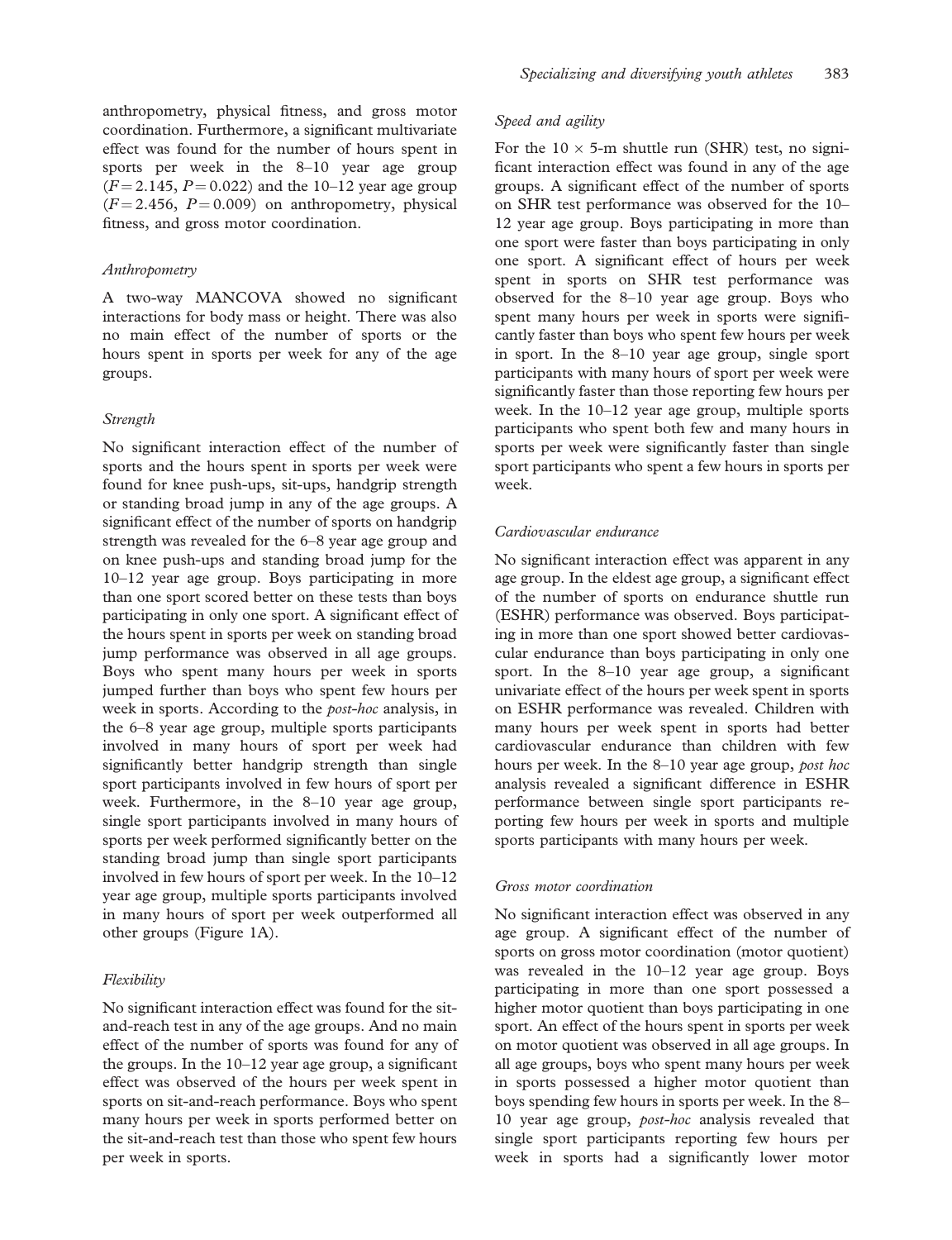anthropometry, physical fitness, and gross motor coordination. Furthermore, a significant multivariate effect was found for the number of hours spent in sports per week in the 8–10 year age group ($F = 2.145$, $P = 0.022$) and the 10–12 year age group ($F = 2.456$, $P = 0.009$) on anthropometry, physical fitness, and gross motor coordination.

### *Anthropometry*

A two-way MANCOVA showed no significant interactions for body mass or height. There was also no main effect of the number of sports or the hours spent in sports per week for any of the age groups.

### *Strength*

No significant interaction effect of the number of sports and the hours spent in sports per week were found for knee push-ups, sit-ups, handgrip strength or standing broad jump in any of the age groups. A significant effect of the number of sports on handgrip strength was revealed for the 6–8 year age group and on knee push-ups and standing broad jump for the 10–12 year age group. Boys participating in more than one sport scored better on these tests than boys participating in only one sport. A significant effect of the hours spent in sports per week on standing broad jump performance was observed in all age groups. Boys who spent many hours per week in sports jumped further than boys who spent few hours per week in sports. According to the *post-hoc* analysis, in the 6–8 year age group, multiple sports participants involved in many hours of sport per week had significantly better handgrip strength than single sport participants involved in few hours of sport per week. Furthermore, in the 8–10 year age group, single sport participants involved in many hours of sports per week performed significantly better on the standing broad jump than single sport participants involved in few hours of sport per week. In the 10–12 year age group, multiple sports participants involved in many hours of sport per week outperformed all other groups (Figure 1A).

### *Flexibility*

No significant interaction effect was found for the sit-and-reach test in any of the age groups. And no main effect of the number of sports was found for any of the groups. In the 10–12 year age group, a significant effect was observed of the hours per week spent in sports on sit-and-reach performance. Boys who spent many hours per week in sports performed better on the sit-and-reach test than those who spent few hours per week in sports.

### *Speed and agility*

For the $10 \times 5$-m shuttle run (SHR) test, no significant interaction effect was found in any of the age groups. A significant effect of the number of sports on SHR test performance was observed for the 10–12 year age group. Boys participating in more than one sport were faster than boys participating in only one sport. A significant effect of hours per week spent in sports on SHR test performance was observed for the 8–10 year age group. Boys who spent many hours per week in sports were significantly faster than boys who spent few hours per week in sport. In the 8–10 year age group, single sport participants with many hours of sport per week were significantly faster than those reporting few hours per week. In the 10–12 year age group, multiple sports participants who spent both few and many hours in sports per week were significantly faster than single sport participants who spent a few hours in sports per week.

### *Cardiovascular endurance*

No significant interaction effect was apparent in any age group. In the eldest age group, a significant effect of the number of sports on endurance shuttle run (ESHR) performance was observed. Boys participating in more than one sport showed better cardiovascular endurance than boys participating in only one sport. In the 8–10 year age group, a significant univariate effect of the hours per week spent in sports on ESHR performance was revealed. Children with many hours per week spent in sports had better cardiovascular endurance than children with few hours per week. In the 8–10 year age group, *post hoc* analysis revealed a significant difference in ESHR performance between single sport participants reporting few hours per week in sports and multiple sports participants with many hours per week.

### *Gross motor coordination*

No significant interaction effect was observed in any age group. A significant effect of the number of sports on gross motor coordination (motor quotient) was revealed in the 10–12 year age group. Boys participating in more than one sport possessed a higher motor quotient than boys participating in one sport. An effect of the hours spent in sports per week on motor quotient was observed in all age groups. In all age groups, boys who spent many hours per week in sports possessed a higher motor quotient than boys spending few hours in sports per week. In the 8–10 year age group, *post-hoc* analysis revealed that single sport participants reporting few hours per week in sports had a significantly lower motor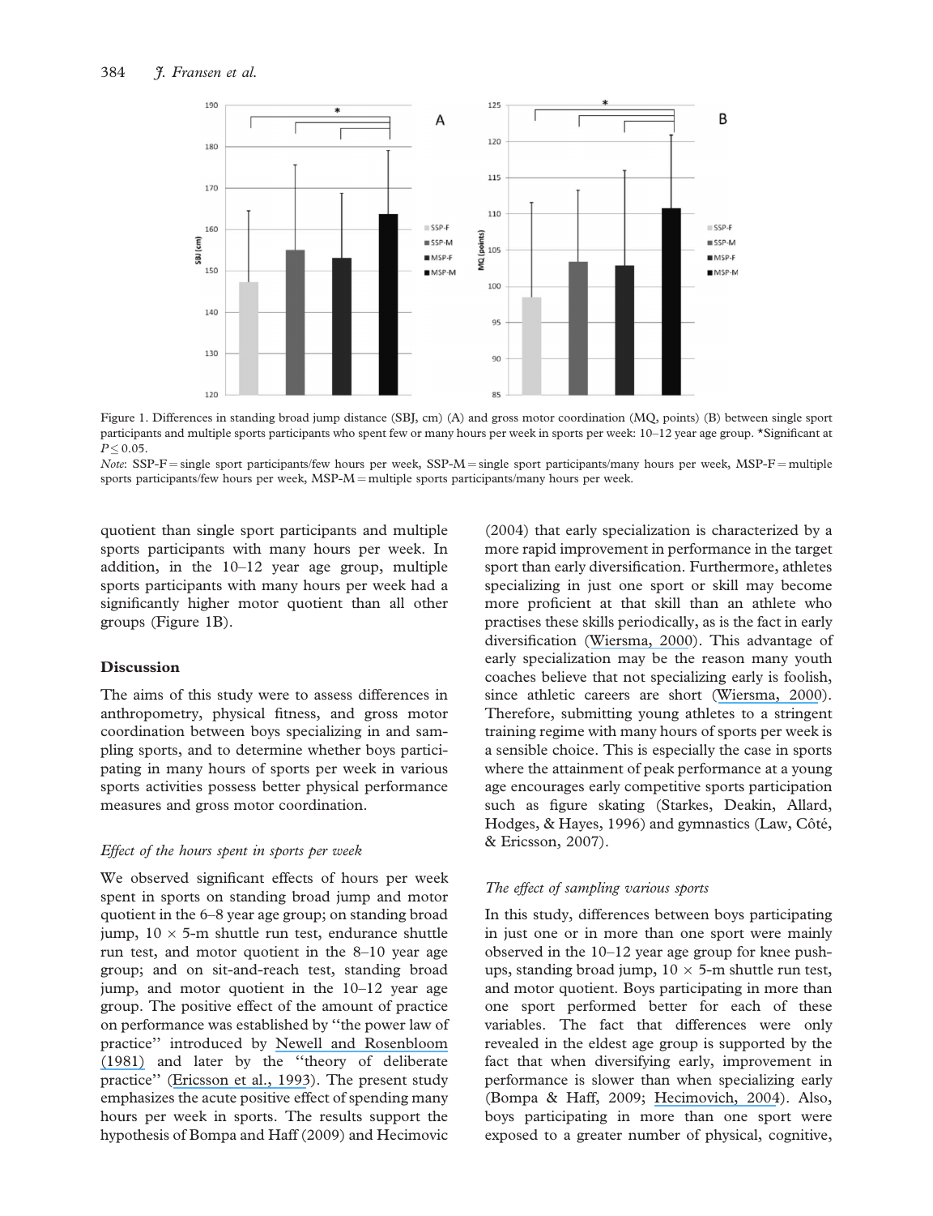Figure 1. Differences in standing broad jump distance (SBJ, cm) (A) and gross motor coordination (MQ, points) (B) between single sport participants and multiple sports participants who spent few or many hours per week in sports per week: 10–12 year age group. *Significant at $P \leq 0.05$.

*Note*: SSP-F = single sport participants/few hours per week, SSP-M = single sport participants/many hours per week, MSP-F = multiple sports participants/few hours per week, MSP-M = multiple sports participants/many hours per week.

quotient than single sport participants and multiple sports participants with many hours per week. In addition, in the 10–12 year age group, multiple sports participants with many hours per week had a significantly higher motor quotient than all other groups (Figure 1B).

## Discussion

The aims of this study were to assess differences in anthropometry, physical fitness, and gross motor coordination between boys specializing in and sampling sports, and to determine whether boys participating in many hours of sports per week in various sports activities possess better physical performance measures and gross motor coordination.

### *Effect of the hours spent in sports per week*

We observed significant effects of hours per week spent in sports on standing broad jump and motor quotient in the 6–8 year age group; on standing broad jump, 10 × 5-m shuttle run test, endurance shuttle run test, and motor quotient in the 8–10 year age group; and on sit-and-reach test, standing broad jump, and motor quotient in the 10–12 year age group. The positive effect of the amount of practice on performance was established by "the power law of practice" introduced by Newell and Rosenbloom (1981) and later by the "theory of deliberate practice" (Ericsson et al., 1993). The present study emphasizes the acute positive effect of spending many hours per week in sports. The results support the hypothesis of Bompa and Haff (2009) and Hecimovic (2004) that early specialization is characterized by a more rapid improvement in performance in the target sport than early diversification. Furthermore, athletes specializing in just one sport or skill may become more proficient at that skill than an athlete who practises these skills periodically, as is the fact in early diversification (Wiersma, 2000). This advantage of early specialization may be the reason many youth coaches believe that not specializing early is foolish, since athletic careers are short (Wiersma, 2000). Therefore, submitting young athletes to a stringent training regime with many hours of sports per week is a sensible choice. This is especially the case in sports where the attainment of peak performance at a young age encourages early competitive sports participation such as figure skating (Starkes, Deakin, Allard, Hodges, & Hayes, 1996) and gymnastics (Law, Côté, & Ericsson, 2007).

### *The effect of sampling various sports*

In this study, differences between boys participating in just one or in more than one sport were mainly observed in the 10–12 year age group for knee push-ups, standing broad jump, 10 × 5-m shuttle run test, and motor quotient. Boys participating in more than one sport performed better for each of these variables. The fact that differences were only revealed in the eldest age group is supported by the fact that when diversifying early, improvement in performance is slower than when specializing early (Bompa & Haff, 2009; Hecimovich, 2004). Also, boys participating in more than one sport were exposed to a greater number of physical, cognitive,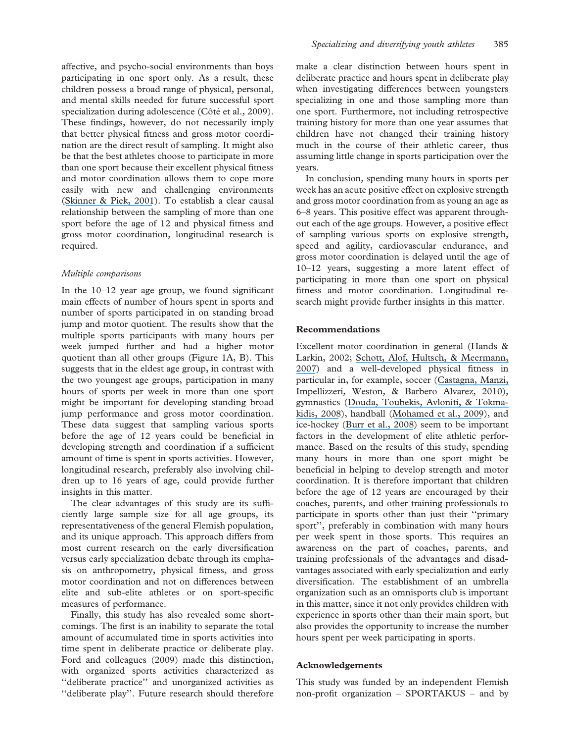affective, and psycho-social environments than boys participating in one sport only. As a result, these children possess a broad range of physical, personal, and mental skills needed for future successful sport specialization during adolescence (Côté et al., 2009). These findings, however, do not necessarily imply that better physical fitness and gross motor coordination are the direct result of sampling. It might also be that the best athletes choose to participate in more than one sport because their excellent physical fitness and motor coordination allows them to cope more easily with new and challenging environments (Skinner & Piek, 2001). To establish a clear causal relationship between the sampling of more than one sport before the age of 12 and physical fitness and gross motor coordination, longitudinal research is required.

### *Multiple comparisons*

In the 10–12 year age group, we found significant main effects of number of hours spent in sports and number of sports participated in on standing broad jump and motor quotient. The results show that the multiple sports participants with many hours per week jumped further and had a higher motor quotient than all other groups (Figure 1A, B). This suggests that in the eldest age group, in contrast with the two youngest age groups, participation in many hours of sports per week in more than one sport might be important for developing standing broad jump performance and gross motor coordination. These data suggest that sampling various sports before the age of 12 years could be beneficial in developing strength and coordination if a sufficient amount of time is spent in sports activities. However, longitudinal research, preferably also involving children up to 16 years of age, could provide further insights in this matter.

The clear advantages of this study are its sufficiently large sample size for all age groups, its representativeness of the general Flemish population, and its unique approach. This approach differs from most current research on the early diversification versus early specialization debate through its emphasis on anthropometry, physical fitness, and gross motor coordination and not on differences between elite and sub-elite athletes or on sport-specific measures of performance.

Finally, this study has also revealed some shortcomings. The first is an inability to separate the total amount of accumulated time in sports activities into time spent in deliberate practice or deliberate play. Ford and colleagues (2009) made this distinction, with organized sports activities characterized as "deliberate practice" and unorganized activities as "deliberate play". Future research should therefore make a clear distinction between hours spent in deliberate practice and hours spent in deliberate play when investigating differences between youngsters specializing in one and those sampling more than one sport. Furthermore, not including retrospective training history for more than one year assumes that children have not changed their training history much in the course of their athletic career, thus assuming little change in sports participation over the years.

In conclusion, spending many hours in sports per week has an acute positive effect on explosive strength and gross motor coordination from as young an age as 6–8 years. This positive effect was apparent throughout each of the age groups. However, a positive effect of sampling various sports on explosive strength, speed and agility, cardiovascular endurance, and gross motor coordination is delayed until the age of 10–12 years, suggesting a more latent effect of participating in more than one sport on physical fitness and motor coordination. Longitudinal research might provide further insights in this matter.

## Recommendations

Excellent motor coordination in general (Hands & Larkin, 2002; Schott, Alof, Hultsch, & Meermann, 2007) and a well-developed physical fitness in particular in, for example, soccer (Castagna, Manzi, Impellizzeri, Weston, & Barbero Alvarez, 2010), gymnastics (Douda, Toubekis, Avloniti, & Tokmakidis, 2008), handball (Mohamed et al., 2009), and ice-hockey (Burr et al., 2008) seem to be important factors in the development of elite athletic performance. Based on the results of this study, spending many hours in more than one sport might be beneficial in helping to develop strength and motor coordination. It is therefore important that children before the age of 12 years are encouraged by their coaches, parents, and other training professionals to participate in sports other than just their "primary sport", preferably in combination with many hours per week spent in those sports. This requires an awareness on the part of coaches, parents, and training professionals of the advantages and disadvantages associated with early specialization and early diversification. The establishment of an umbrella organization such as an omnisports club is important in this matter, since it not only provides children with experience in sports other than their main sport, but also provides the opportunity to increase the number hours spent per week participating in sports.

## Acknowledgements

This study was funded by an independent Flemish non-profit organization – SPORTAKUS – and by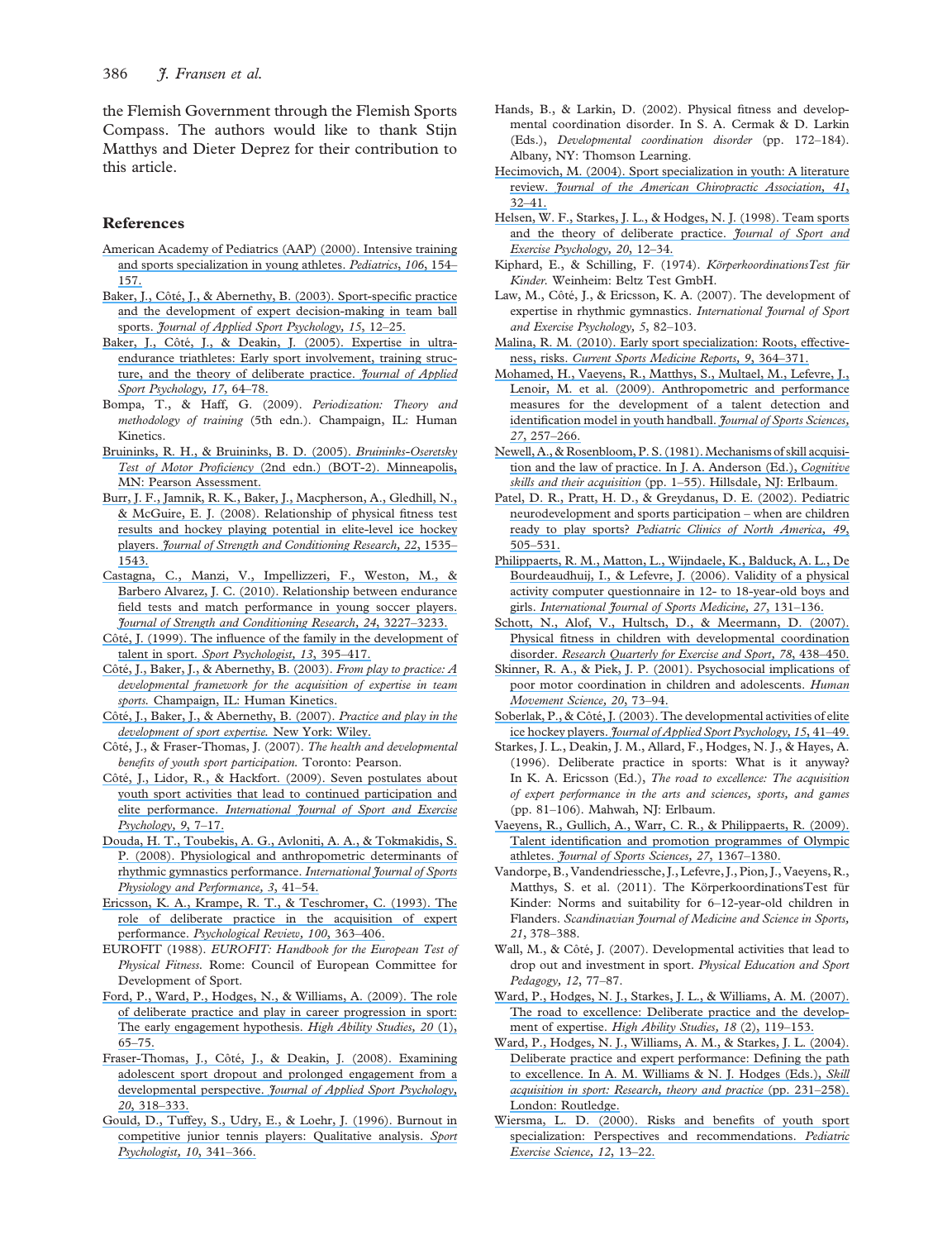the Flemish Government through the Flemish Sports Compass. The authors would like to thank Stijn Matthys and Dieter Deprez for their contribution to this article.

## References

American Academy of Pediatrics (AAP) (2000). Intensive training and sports specialization in young athletes. *Pediatrics*, *106*, 154–157.

Baker, J., Côté, J., & Abernethy, B. (2003). Sport-specific practice and the development of expert decision-making in team ball sports. *Journal of Applied Sport Psychology*, *15*, 12–25.

Baker, J., Côté, J., & Deakin, J. (2005). Expertise in ultra-endurance triathletes: Early sport involvement, training structure, and the theory of deliberate practice. *Journal of Applied Sport Psychology*, *17*, 64–78.

Bompa, T., & Haff, G. (2009). *Periodization: Theory and methodology of training* (5th edn.). Champaign, IL: Human Kinetics.

Bruininks, R. H., & Bruininks, B. D. (2005). *Bruininks-Oseretsky Test of Motor Proficiency* (2nd edn.) (BOT-2). Minneapolis, MN: Pearson Assessment.

Burr, J. F., Jamnik, R. K., Baker, J., Macpherson, A., Gledhill, N., & McGuire, E. J. (2008). Relationship of physical fitness test results and hockey playing potential in elite-level ice hockey players. *Journal of Strength and Conditioning Research*, *22*, 1535–1543.

Castagna, C., Manzi, V., Impellizzeri, F., Weston, M., & Barbero Alvarez, J. C. (2010). Relationship between endurance field tests and match performance in young soccer players. *Journal of Strength and Conditioning Research*, *24*, 3227–3233.

Côté, J. (1999). The influence of the family in the development of talent in sport. *Sport Psychologist*, *13*, 395–417.

Côté, J., Baker, J., & Abernethy, B. (2003). *From play to practice: A developmental framework for the acquisition of expertise in team sports.* Champaign, IL: Human Kinetics.

Côté, J., Baker, J., & Abernethy, B. (2007). *Practice and play in the development of sport expertise.* New York: Wiley.

Côté, J., & Fraser-Thomas, J. (2007). *The health and developmental benefits of youth sport participation.* Toronto: Pearson.

Côté, J., Lidor, R., & Hackfort. (2009). Seven postulates about youth sport activities that lead to continued participation and elite performance. *International Journal of Sport and Exercise Psychology*, *9*, 7–17.

Douda, H. T., Toubekis, A. G., Avloniti, A. A., & Tokmakidis, S. P. (2008). Physiological and anthropometric determinants of rhythmic gymnastics performance. *International Journal of Sports Physiology and Performance*, *3*, 41–54.

Ericsson, K. A., Krampe, R. T., & Teschromer, C. (1993). The role of deliberate practice in the acquisition of expert performance. *Psychological Review*, *100*, 363–406.

EUROFIT (1988). *EUROFIT: Handbook for the European Test of Physical Fitness.* Rome: Council of European Committee for Development of Sport.

Ford, P., Ward, P., Hodges, N., & Williams, A. (2009). The role of deliberate practice and play in career progression in sport: The early engagement hypothesis. *High Ability Studies*, *20* (1), 65–75.

Fraser-Thomas, J., Côté, J., & Deakin, J. (2008). Examining adolescent sport dropout and prolonged engagement from a developmental perspective. *Journal of Applied Sport Psychology*, *20*, 318–333.

Gould, D., Tuffey, S., Udry, E., & Loehr, J. (1996). Burnout in competitive junior tennis players: Qualitative analysis. *Sport Psychologist*, *10*, 341–366.

Hands, B., & Larkin, D. (2002). Physical fitness and developmental coordination disorder. In S. A. Cermak & D. Larkin (Eds.), *Developmental coordination disorder* (pp. 172–184). Albany, NY: Thomson Learning.

Hecimovich, M. (2004). Sport specialization in youth: A literature review. *Journal of the American Chiropractic Association*, *41*, 32–41.

Helsen, W. F., Starkes, J. L., & Hodges, N. J. (1998). Team sports and the theory of deliberate practice. *Journal of Sport and Exercise Psychology*, *20*, 12–34.

Kiphard, E., & Schilling, F. (1974). *KörperkoordinationsTest für Kinder.* Weinheim: Beltz Test GmbH.

Law, M., Côté, J., & Ericsson, K. A. (2007). The development of expertise in rhythmic gymnastics. *International Journal of Sport and Exercise Psychology*, *5*, 82–103.

Malina, R. M. (2010). Early sport specialization: Roots, effectiveness, risks. *Current Sports Medicine Reports*, *9*, 364–371.

Mohamed, H., Vaeyens, R., Matthys, S., Multael, M., Lefevre, J., Lenoir, M. et al. (2009). Anthropometric and performance measures for the development of a talent detection and identification model in youth handball. *Journal of Sports Sciences*, *27*, 257–266.

Newell, A., & Rosenbloom, P. S. (1981). Mechanisms of skill acquisition and the law of practice. In J. A. Anderson (Ed.), *Cognitive skills and their acquisition* (pp. 1–55). Hillsdale, NJ: Erlbaum.

Patel, D. R., Pratt, H. D., & Greydanus, D. E. (2002). Pediatric neurodevelopment and sports participation – when are children ready to play sports? *Pediatric Clinics of North America*, *49*, 505–531.

Philippaerts, R. M., Matton, L., Wijndaele, K., Balduck, A. L., De Bourdeaudhuij, I., & Lefevre, J. (2006). Validity of a physical activity computer questionnaire in 12- to 18-year-old boys and girls. *International Journal of Sports Medicine*, *27*, 131–136.

Schott, N., Alof, V., Hultsch, D., & Meermann, D. (2007). Physical fitness in children with developmental coordination disorder. *Research Quarterly for Exercise and Sport*, *78*, 438–450.

Skinner, R. A., & Piek, J. P. (2001). Psychosocial implications of poor motor coordination in children and adolescents. *Human Movement Science*, *20*, 73–94.

Soberlak, P., & Côté, J. (2003). The developmental activities of elite ice hockey players. *Journal of Applied Sport Psychology*, *15*, 41–49.

Starkes, J. L., Deakin, J. M., Allard, F., Hodges, N. J., & Hayes, A. (1996). Deliberate practice in sports: What is it anyway? In K. A. Ericsson (Ed.), *The road to excellence: The acquisition of expert performance in the arts and sciences, sports, and games* (pp. 81–106). Mahwah, NJ: Erlbaum.

Vaeyens, R., Gullich, A., Warr, C. R., & Philippaerts, R. (2009). Talent identification and promotion programmes of Olympic athletes. *Journal of Sports Sciences*, *27*, 1367–1380.

Vandorpe, B., Vandendriessche, J., Lefevre, J., Pion, J., Vaeyens, R., Matthys, S. et al. (2011). The KörperkoordinationsTest für Kinder: Norms and suitability for 6–12-year-old children in Flanders. *Scandinavian Journal of Medicine and Science in Sports*, *21*, 378–388.

Wall, M., & Côté, J. (2007). Developmental activities that lead to drop out and investment in sport. *Physical Education and Sport Pedagogy*, *12*, 77–87.

Ward, P., Hodges, N. J., Starkes, J. L., & Williams, A. M. (2007). The road to excellence: Deliberate practice and the development of expertise. *High Ability Studies*, *18* (2), 119–153.

Ward, P., Hodges, N. J., Williams, A. M., & Starkes, J. L. (2004). Deliberate practice and expert performance: Defining the path to excellence. In A. M. Williams & N. J. Hodges (Eds.), *Skill acquisition in sport: Research, theory and practice* (pp. 231–258). London: Routledge.

Wiersma, L. D. (2000). Risks and benefits of youth sport specialization: Perspectives and recommendations. *Pediatric Exercise Science*, *12*, 13–22.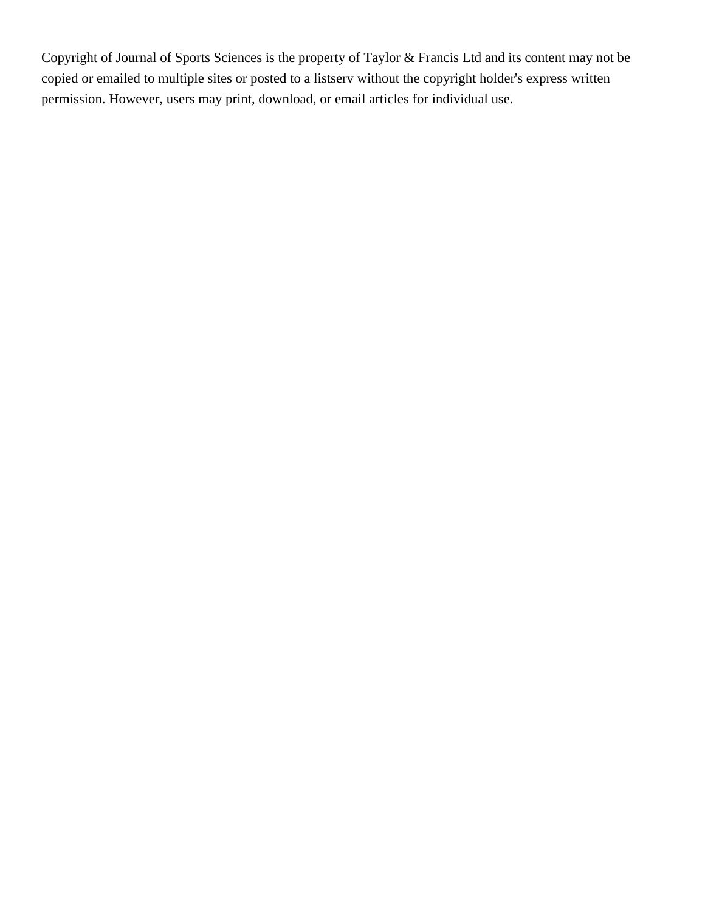Copyright of Journal of Sports Sciences is the property of Taylor & Francis Ltd and its content may not be copied or emailed to multiple sites or posted to a listserv without the copyright holder's express written permission. However, users may print, download, or email articles for individual use.